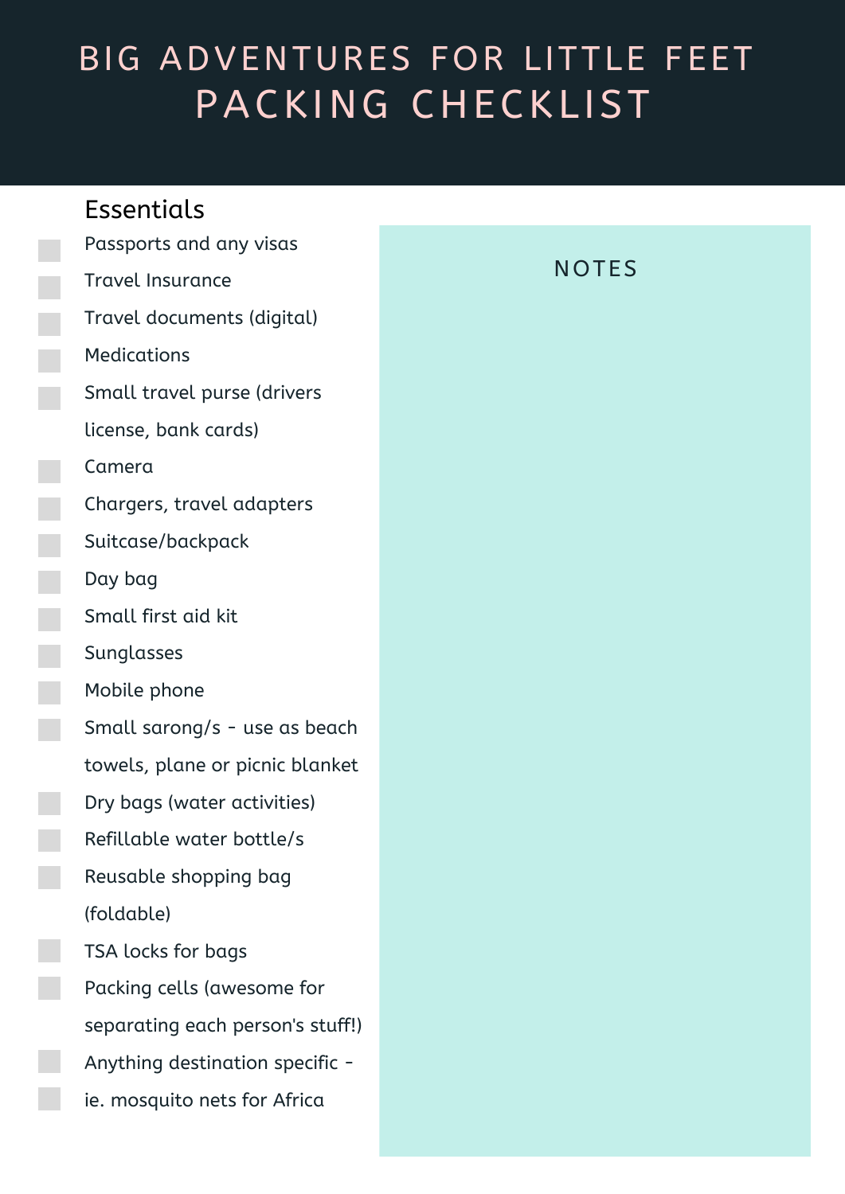# BIG ADVENTURES FOR LITTLE FEET
# PACKING CHECKLIST

## Essentials

- [ ] Passports and any visas
- [ ] Travel Insurance
- [ ] Travel documents (digital)
- [ ] Medications
- [ ] Small travel purse (drivers license, bank cards)
- [ ] Camera
- [ ] Chargers, travel adapters
- [ ] Suitcase/backpack
- [ ] Day bag
- [ ] Small first aid kit
- [ ] Sunglasses
- [ ] Mobile phone
- [ ] Small sarong/s - use as beach towels, plane or picnic blanket
- [ ] Dry bags (water activities)
- [ ] Refillable water bottle/s
- [ ] Reusable shopping bag (foldable)
- [ ] TSA locks for bags
- [ ] Packing cells (awesome for separating each person's stuff!)
- [ ] Anything destination specific -
- [ ] ie. mosquito nets for Africa

## NOTES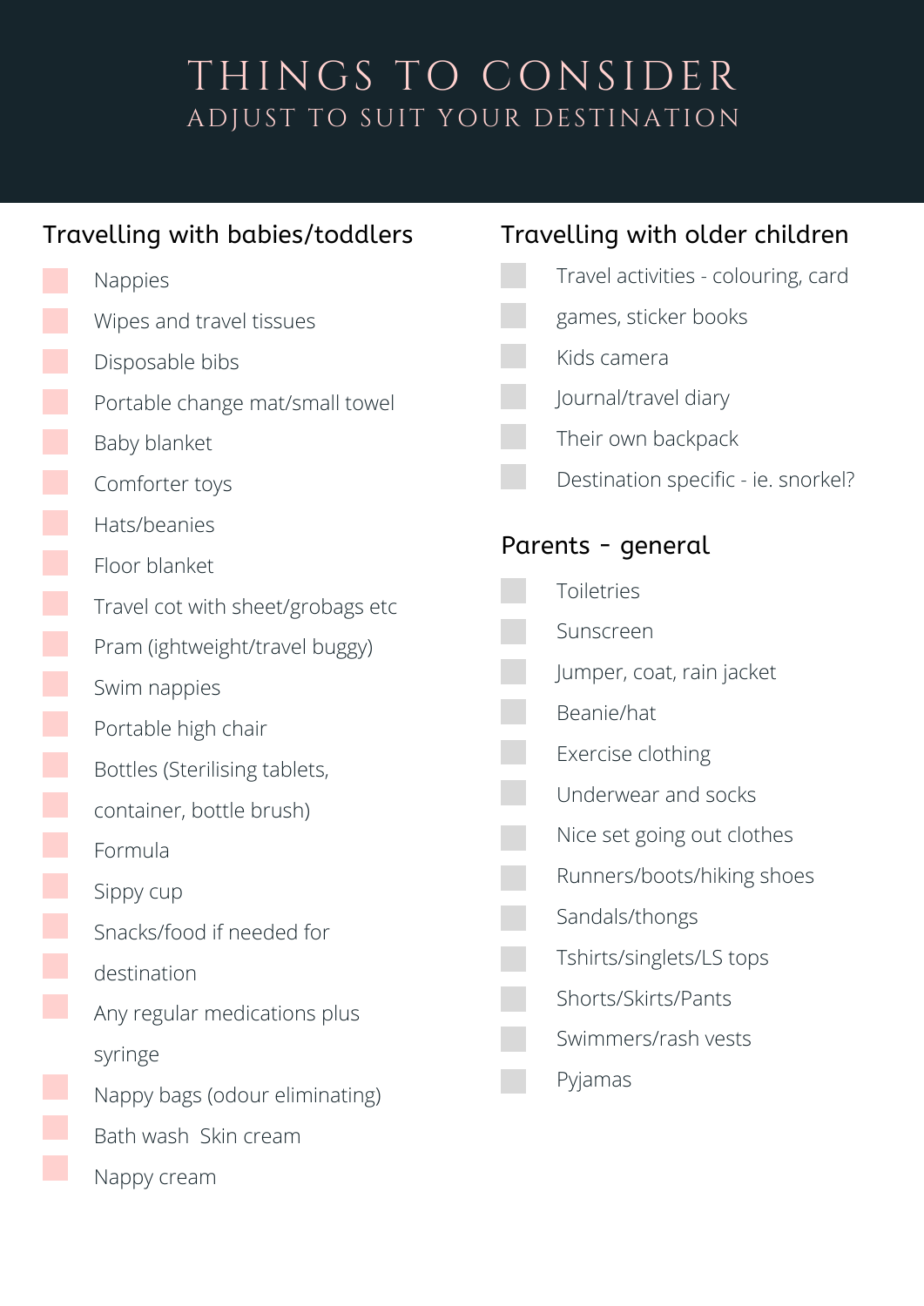# THINGS TO CONSIDER

## ADJUST TO SUIT YOUR DESTINATION

### Travelling with babies/toddlers

- Nappies
- Wipes and travel tissues
- Disposable bibs
- Portable change mat/small towel
- Baby blanket
- Comforter toys
- Hats/beanies
- Floor blanket
- Travel cot with sheet/grobags etc
- Pram (ightweight/travel buggy)
- Swim nappies
- Portable high chair
- Bottles (Sterilising tablets, container, bottle brush)
- Formula
- Sippy cup
- Snacks/food if needed for destination
- Any regular medications plus syringe
- Nappy bags (odour eliminating)
- Bath wash  Skin cream
- Nappy cream

### Travelling with older children

- Travel activities - colouring, card games, sticker books
- Kids camera
- Journal/travel diary
- Their own backpack
- Destination specific - ie. snorkel?

### Parents - general

- Toiletries
- Sunscreen
- Jumper, coat, rain jacket
- Beanie/hat
- Exercise clothing
- Underwear and socks
- Nice set going out clothes
- Runners/boots/hiking shoes
- Sandals/thongs
- Tshirts/singlets/LS tops
- Shorts/Skirts/Pants
- Swimmers/rash vests
- Pyjamas